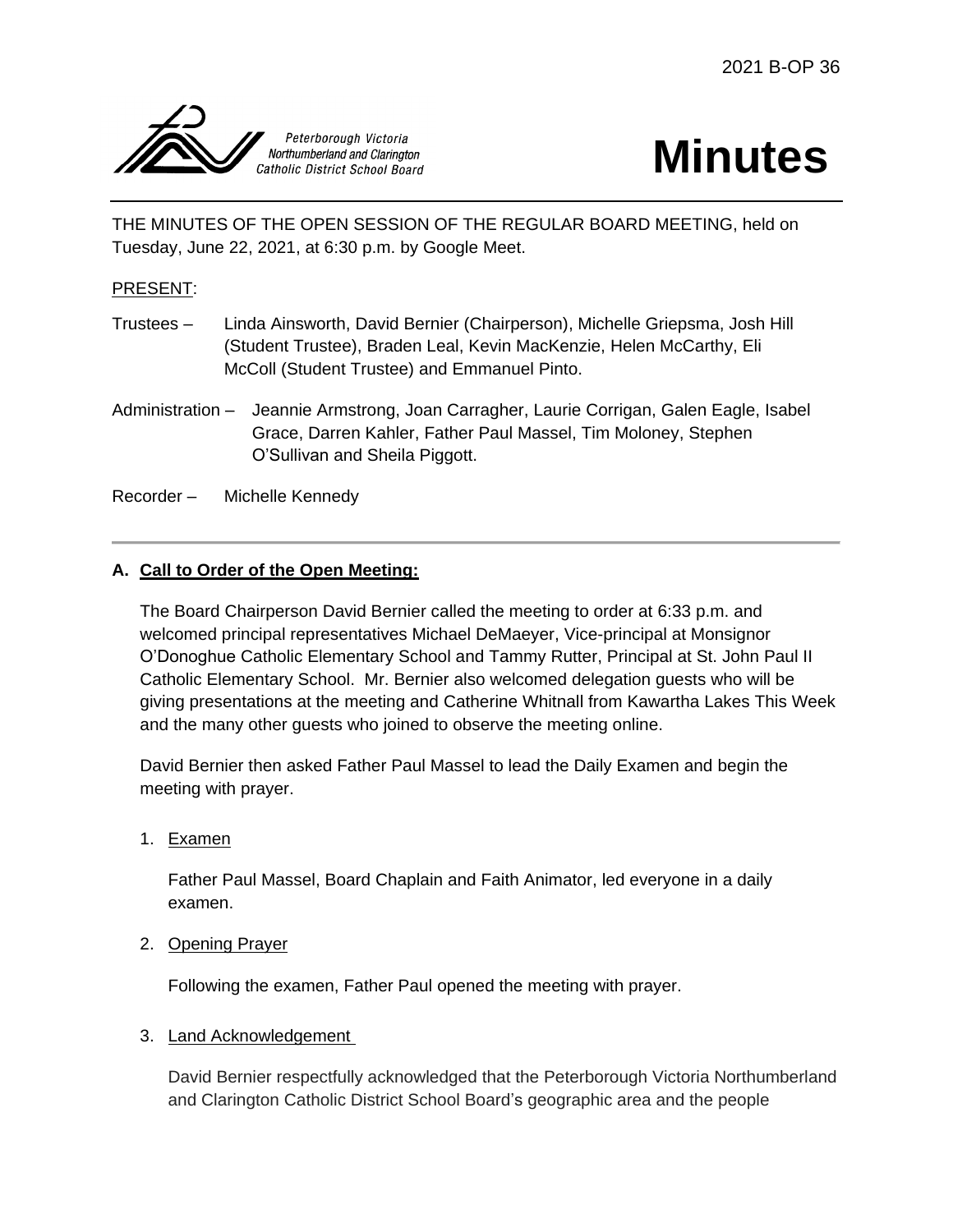2021 B-OP 36

Peterborough Victoria Northumberland and Clarington Catholic District School Board

# Minutes

THE MINUTES OF THE OPEN SESSION OF THE REGULAR BOARD MEETING, held on Tuesday, June 22, 2021, at 6:30 p.m. by Google Meet.

PRESENT:

Trustees – Linda Ainsworth, David Bernier (Chairperson), Michelle Griepsma, Josh Hill (Student Trustee), Braden Leal, Kevin MacKenzie, Helen McCarthy, Eli McColl (Student Trustee) and Emmanuel Pinto.

Administration – Jeannie Armstrong, Joan Carragher, Laurie Corrigan, Galen Eagle, Isabel Grace, Darren Kahler, Father Paul Massel, Tim Moloney, Stephen O'Sullivan and Sheila Piggott.

Recorder – Michelle Kennedy

---

**A. Call to Order of the Open Meeting:**

The Board Chairperson David Bernier called the meeting to order at 6:33 p.m. and welcomed principal representatives Michael DeMaeyer, Vice-principal at Monsignor O'Donoghue Catholic Elementary School and Tammy Rutter, Principal at St. John Paul II Catholic Elementary School. Mr. Bernier also welcomed delegation guests who will be giving presentations at the meeting and Catherine Whitnall from Kawartha Lakes This Week and the many other guests who joined to observe the meeting online.

David Bernier then asked Father Paul Massel to lead the Daily Examen and begin the meeting with prayer.

1. Examen

   Father Paul Massel, Board Chaplain and Faith Animator, led everyone in a daily examen.

2. Opening Prayer

   Following the examen, Father Paul opened the meeting with prayer.

3. Land Acknowledgement

   David Bernier respectfully acknowledged that the Peterborough Victoria Northumberland and Clarington Catholic District School Board's geographic area and the people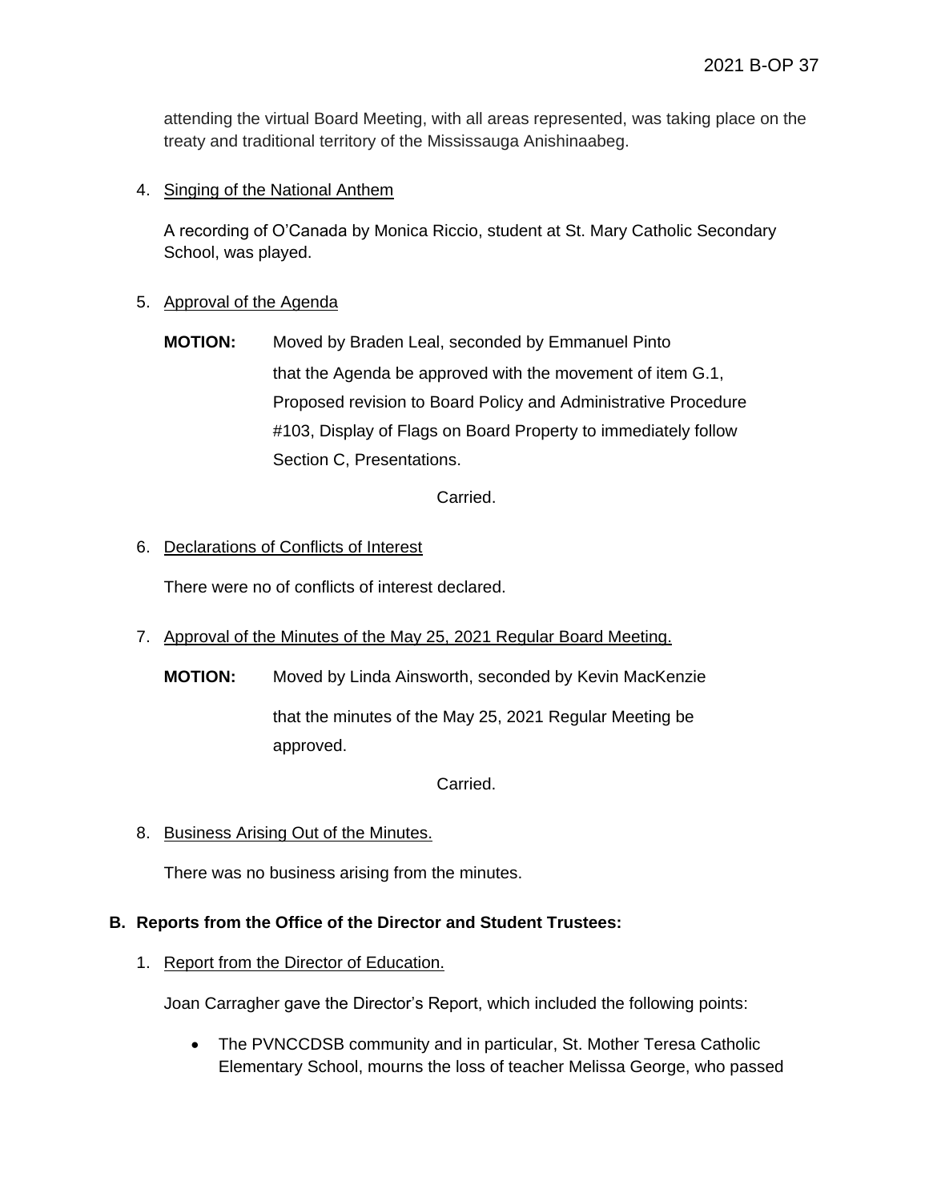attending the virtual Board Meeting, with all areas represented, was taking place on the treaty and traditional territory of the Mississauga Anishinaabeg.

4. Singing of the National Anthem

   A recording of O'Canada by Monica Riccio, student at St. Mary Catholic Secondary School, was played.

5. Approval of the Agenda

   **MOTION:** Moved by Braden Leal, seconded by Emmanuel Pinto that the Agenda be approved with the movement of item G.1, Proposed revision to Board Policy and Administrative Procedure #103, Display of Flags on Board Property to immediately follow Section C, Presentations.

   Carried.

6. Declarations of Conflicts of Interest

   There were no of conflicts of interest declared.

7. Approval of the Minutes of the May 25, 2021 Regular Board Meeting.

   **MOTION:** Moved by Linda Ainsworth, seconded by Kevin MacKenzie

   that the minutes of the May 25, 2021 Regular Meeting be approved.

   Carried.

8. Business Arising Out of the Minutes.

   There was no business arising from the minutes.

## B. Reports from the Office of the Director and Student Trustees:

1. Report from the Director of Education.

   Joan Carragher gave the Director's Report, which included the following points:

   - The PVNCCDSB community and in particular, St. Mother Teresa Catholic Elementary School, mourns the loss of teacher Melissa George, who passed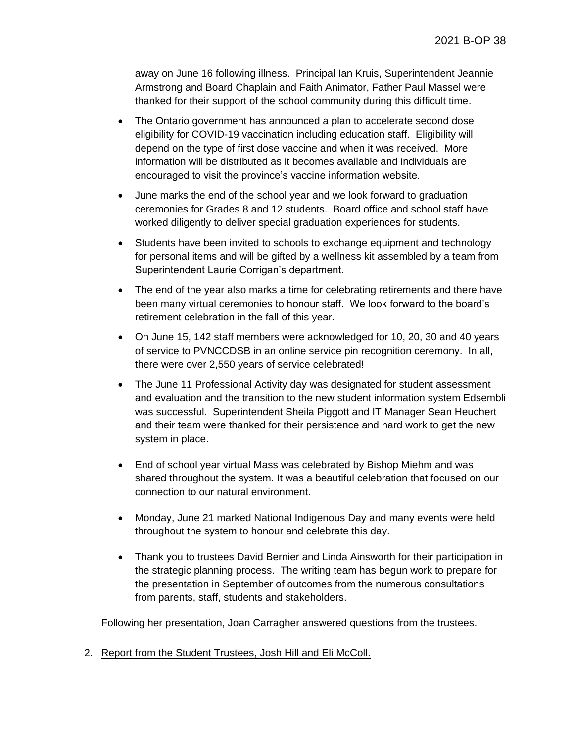away on June 16 following illness. Principal Ian Kruis, Superintendent Jeannie Armstrong and Board Chaplain and Faith Animator, Father Paul Massel were thanked for their support of the school community during this difficult time.

- The Ontario government has announced a plan to accelerate second dose eligibility for COVID-19 vaccination including education staff. Eligibility will depend on the type of first dose vaccine and when it was received. More information will be distributed as it becomes available and individuals are encouraged to visit the province's vaccine information website.
- June marks the end of the school year and we look forward to graduation ceremonies for Grades 8 and 12 students. Board office and school staff have worked diligently to deliver special graduation experiences for students.
- Students have been invited to schools to exchange equipment and technology for personal items and will be gifted by a wellness kit assembled by a team from Superintendent Laurie Corrigan's department.
- The end of the year also marks a time for celebrating retirements and there have been many virtual ceremonies to honour staff. We look forward to the board's retirement celebration in the fall of this year.
- On June 15, 142 staff members were acknowledged for 10, 20, 30 and 40 years of service to PVNCCDSB in an online service pin recognition ceremony. In all, there were over 2,550 years of service celebrated!
- The June 11 Professional Activity day was designated for student assessment and evaluation and the transition to the new student information system Edsembli was successful. Superintendent Sheila Piggott and IT Manager Sean Heuchert and their team were thanked for their persistence and hard work to get the new system in place.
- End of school year virtual Mass was celebrated by Bishop Miehm and was shared throughout the system. It was a beautiful celebration that focused on our connection to our natural environment.
- Monday, June 21 marked National Indigenous Day and many events were held throughout the system to honour and celebrate this day.
- Thank you to trustees David Bernier and Linda Ainsworth for their participation in the strategic planning process. The writing team has begun work to prepare for the presentation in September of outcomes from the numerous consultations from parents, staff, students and stakeholders.

Following her presentation, Joan Carragher answered questions from the trustees.

2. <u>Report from the Student Trustees, Josh Hill and Eli McColl.</u>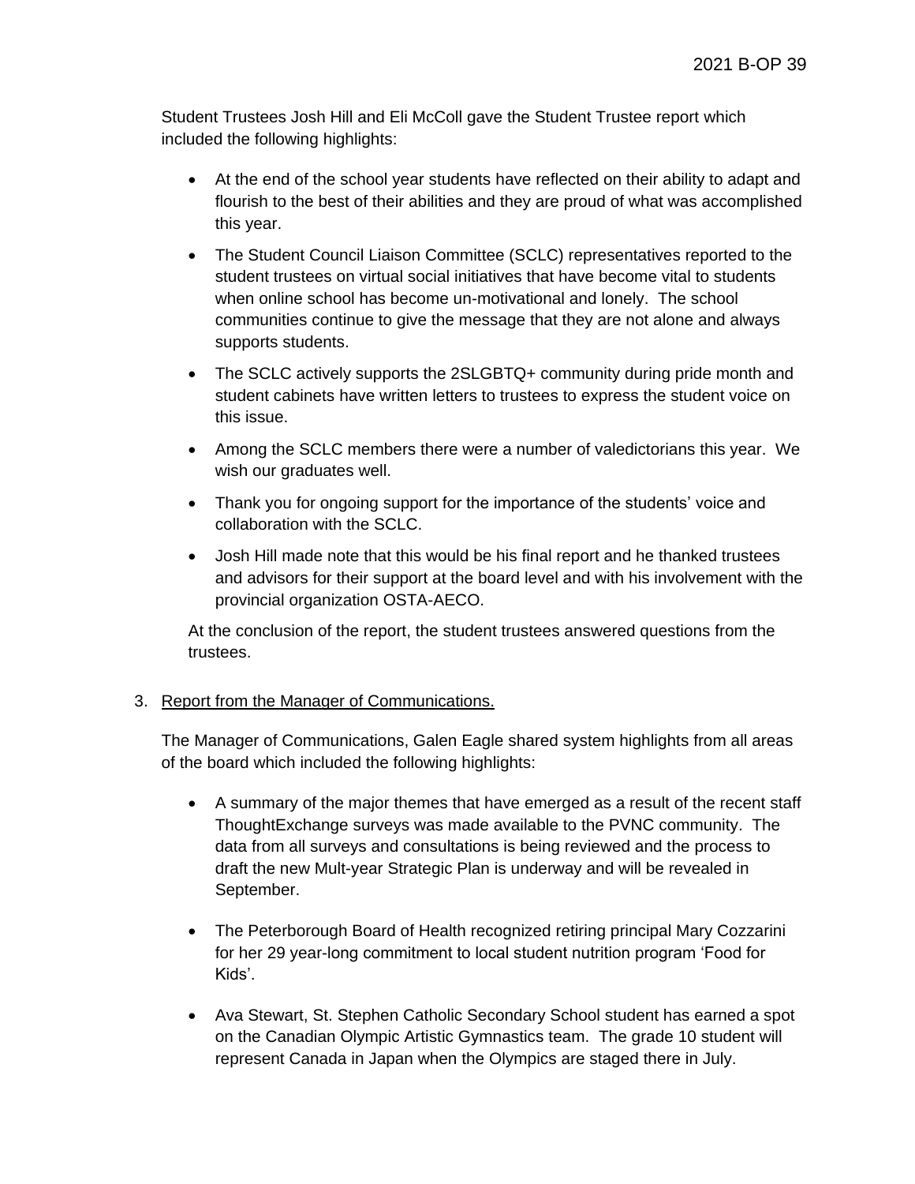Student Trustees Josh Hill and Eli McColl gave the Student Trustee report which included the following highlights:

- At the end of the school year students have reflected on their ability to adapt and flourish to the best of their abilities and they are proud of what was accomplished this year.
- The Student Council Liaison Committee (SCLC) representatives reported to the student trustees on virtual social initiatives that have become vital to students when online school has become un-motivational and lonely. The school communities continue to give the message that they are not alone and always supports students.
- The SCLC actively supports the 2SLGBTQ+ community during pride month and student cabinets have written letters to trustees to express the student voice on this issue.
- Among the SCLC members there were a number of valedictorians this year. We wish our graduates well.
- Thank you for ongoing support for the importance of the students' voice and collaboration with the SCLC.
- Josh Hill made note that this would be his final report and he thanked trustees and advisors for their support at the board level and with his involvement with the provincial organization OSTA-AECO.

At the conclusion of the report, the student trustees answered questions from the trustees.

3. Report from the Manager of Communications.

The Manager of Communications, Galen Eagle shared system highlights from all areas of the board which included the following highlights:

- A summary of the major themes that have emerged as a result of the recent staff ThoughtExchange surveys was made available to the PVNC community. The data from all surveys and consultations is being reviewed and the process to draft the new Mult-year Strategic Plan is underway and will be revealed in September.
- The Peterborough Board of Health recognized retiring principal Mary Cozzarini for her 29 year-long commitment to local student nutrition program 'Food for Kids'.
- Ava Stewart, St. Stephen Catholic Secondary School student has earned a spot on the Canadian Olympic Artistic Gymnastics team. The grade 10 student will represent Canada in Japan when the Olympics are staged there in July.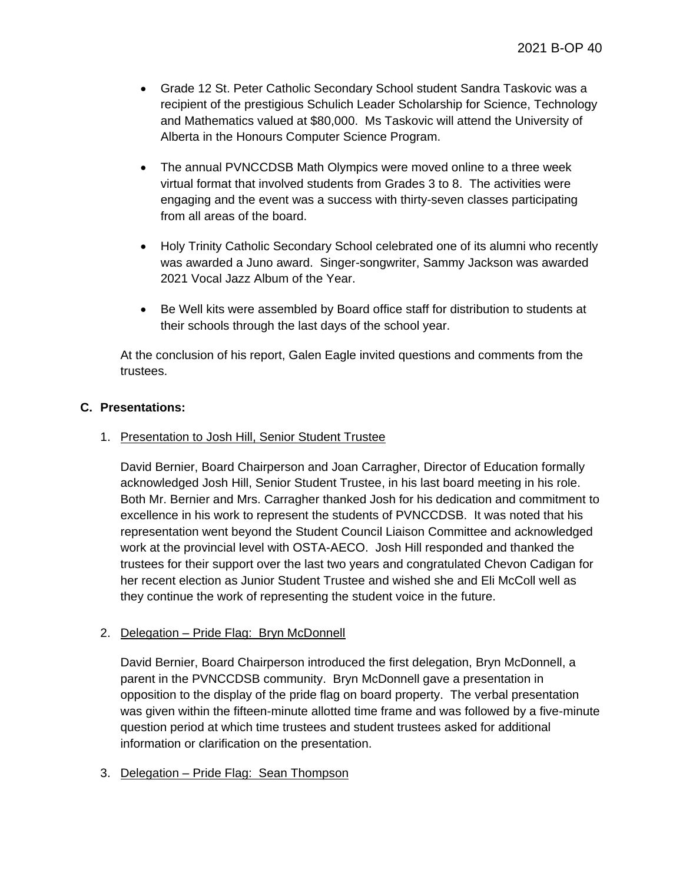- Grade 12 St. Peter Catholic Secondary School student Sandra Taskovic was a recipient of the prestigious Schulich Leader Scholarship for Science, Technology and Mathematics valued at $80,000. Ms Taskovic will attend the University of Alberta in the Honours Computer Science Program.

- The annual PVNCCDSB Math Olympics were moved online to a three week virtual format that involved students from Grades 3 to 8. The activities were engaging and the event was a success with thirty-seven classes participating from all areas of the board.

- Holy Trinity Catholic Secondary School celebrated one of its alumni who recently was awarded a Juno award. Singer-songwriter, Sammy Jackson was awarded 2021 Vocal Jazz Album of the Year.

- Be Well kits were assembled by Board office staff for distribution to students at their schools through the last days of the school year.

At the conclusion of his report, Galen Eagle invited questions and comments from the trustees.

## C. Presentations:

1. Presentation to Josh Hill, Senior Student Trustee

   David Bernier, Board Chairperson and Joan Carragher, Director of Education formally acknowledged Josh Hill, Senior Student Trustee, in his last board meeting in his role. Both Mr. Bernier and Mrs. Carragher thanked Josh for his dedication and commitment to excellence in his work to represent the students of PVNCCDSB. It was noted that his representation went beyond the Student Council Liaison Committee and acknowledged work at the provincial level with OSTA-AECO. Josh Hill responded and thanked the trustees for their support over the last two years and congratulated Chevon Cadigan for her recent election as Junior Student Trustee and wished she and Eli McColl well as they continue the work of representing the student voice in the future.

2. Delegation – Pride Flag: Bryn McDonnell

   David Bernier, Board Chairperson introduced the first delegation, Bryn McDonnell, a parent in the PVNCCDSB community. Bryn McDonnell gave a presentation in opposition to the display of the pride flag on board property. The verbal presentation was given within the fifteen-minute allotted time frame and was followed by a five-minute question period at which time trustees and student trustees asked for additional information or clarification on the presentation.

3. Delegation – Pride Flag: Sean Thompson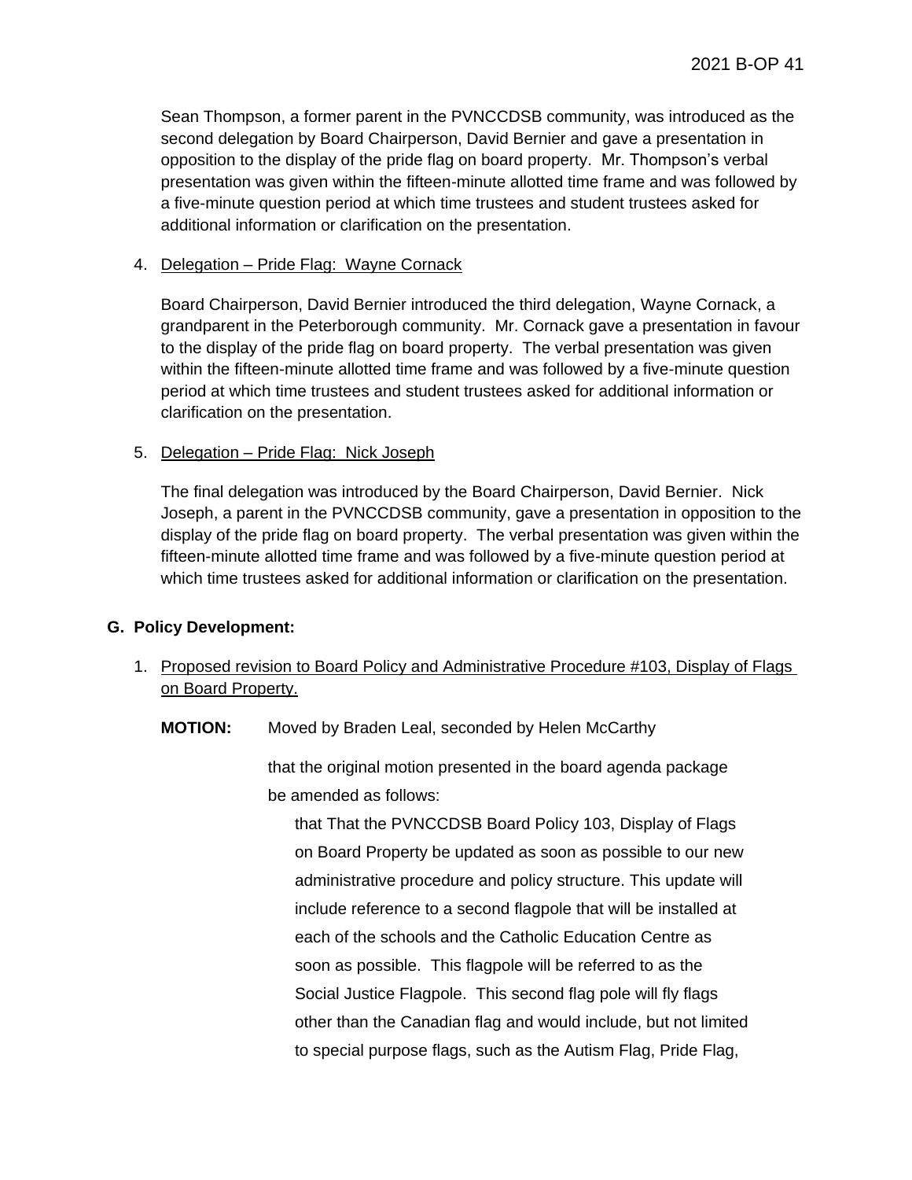Sean Thompson, a former parent in the PVNCCDSB community, was introduced as the second delegation by Board Chairperson, David Bernier and gave a presentation in opposition to the display of the pride flag on board property. Mr. Thompson's verbal presentation was given within the fifteen-minute allotted time frame and was followed by a five-minute question period at which time trustees and student trustees asked for additional information or clarification on the presentation.

4. <u>Delegation – Pride Flag: Wayne Cornack</u>

   Board Chairperson, David Bernier introduced the third delegation, Wayne Cornack, a grandparent in the Peterborough community. Mr. Cornack gave a presentation in favour to the display of the pride flag on board property. The verbal presentation was given within the fifteen-minute allotted time frame and was followed by a five-minute question period at which time trustees and student trustees asked for additional information or clarification on the presentation.

5. <u>Delegation – Pride Flag: Nick Joseph</u>

   The final delegation was introduced by the Board Chairperson, David Bernier. Nick Joseph, a parent in the PVNCCDSB community, gave a presentation in opposition to the display of the pride flag on board property. The verbal presentation was given within the fifteen-minute allotted time frame and was followed by a five-minute question period at which time trustees asked for additional information or clarification on the presentation.

## G. Policy Development:

1. <u>Proposed revision to Board Policy and Administrative Procedure #103, Display of Flags on Board Property.</u>

   **MOTION:** Moved by Braden Leal, seconded by Helen McCarthy

   that the original motion presented in the board agenda package be amended as follows:

   > that That the PVNCCDSB Board Policy 103, Display of Flags on Board Property be updated as soon as possible to our new administrative procedure and policy structure. This update will include reference to a second flagpole that will be installed at each of the schools and the Catholic Education Centre as soon as possible. This flagpole will be referred to as the Social Justice Flagpole. This second flag pole will fly flags other than the Canadian flag and would include, but not limited to special purpose flags, such as the Autism Flag, Pride Flag,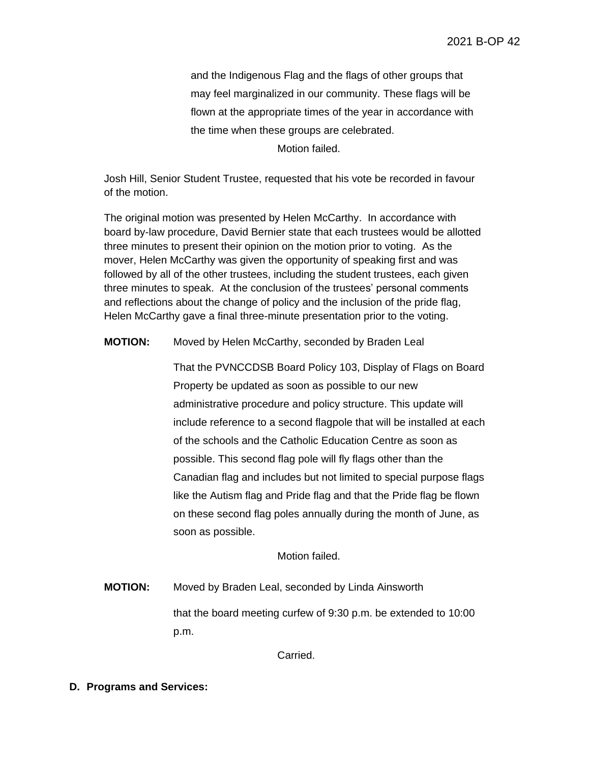and the Indigenous Flag and the flags of other groups that may feel marginalized in our community. These flags will be flown at the appropriate times of the year in accordance with the time when these groups are celebrated.

Motion failed.

Josh Hill, Senior Student Trustee, requested that his vote be recorded in favour of the motion.

The original motion was presented by Helen McCarthy. In accordance with board by-law procedure, David Bernier state that each trustees would be allotted three minutes to present their opinion on the motion prior to voting. As the mover, Helen McCarthy was given the opportunity of speaking first and was followed by all of the other trustees, including the student trustees, each given three minutes to speak. At the conclusion of the trustees' personal comments and reflections about the change of policy and the inclusion of the pride flag, Helen McCarthy gave a final three-minute presentation prior to the voting.

**MOTION:** Moved by Helen McCarthy, seconded by Braden Leal

That the PVNCCDSB Board Policy 103, Display of Flags on Board Property be updated as soon as possible to our new administrative procedure and policy structure. This update will include reference to a second flagpole that will be installed at each of the schools and the Catholic Education Centre as soon as possible. This second flag pole will fly flags other than the Canadian flag and includes but not limited to special purpose flags like the Autism flag and Pride flag and that the Pride flag be flown on these second flag poles annually during the month of June, as soon as possible.

Motion failed.

**MOTION:** Moved by Braden Leal, seconded by Linda Ainsworth

that the board meeting curfew of 9:30 p.m. be extended to 10:00 p.m.

Carried.

**D. Programs and Services:**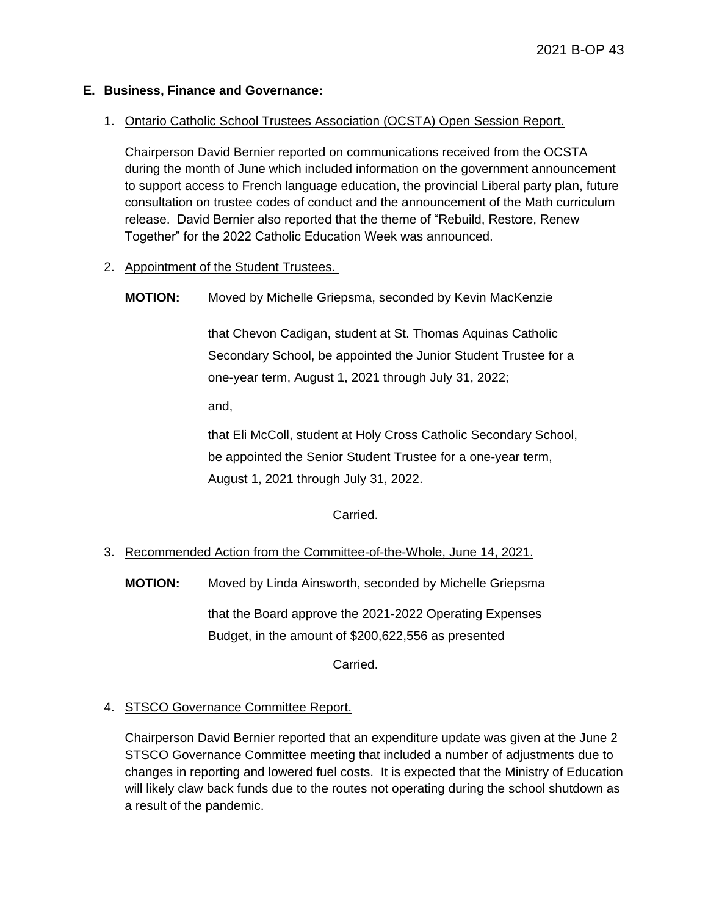## E. Business, Finance and Governance:

1. Ontario Catholic School Trustees Association (OCSTA) Open Session Report.

   Chairperson David Bernier reported on communications received from the OCSTA during the month of June which included information on the government announcement to support access to French language education, the provincial Liberal party plan, future consultation on trustee codes of conduct and the announcement of the Math curriculum release. David Bernier also reported that the theme of “Rebuild, Restore, Renew Together” for the 2022 Catholic Education Week was announced.

2. Appointment of the Student Trustees.

   **MOTION:** Moved by Michelle Griepsma, seconded by Kevin MacKenzie

   that Chevon Cadigan, student at St. Thomas Aquinas Catholic Secondary School, be appointed the Junior Student Trustee for a one-year term, August 1, 2021 through July 31, 2022;

   and,

   that Eli McColl, student at Holy Cross Catholic Secondary School, be appointed the Senior Student Trustee for a one-year term, August 1, 2021 through July 31, 2022.

   Carried.

3. Recommended Action from the Committee-of-the-Whole, June 14, 2021.

   **MOTION:** Moved by Linda Ainsworth, seconded by Michelle Griepsma

   that the Board approve the 2021-2022 Operating Expenses Budget, in the amount of $200,622,556 as presented

   Carried.

4. STSCO Governance Committee Report.

   Chairperson David Bernier reported that an expenditure update was given at the June 2 STSCO Governance Committee meeting that included a number of adjustments due to changes in reporting and lowered fuel costs. It is expected that the Ministry of Education will likely claw back funds due to the routes not operating during the school shutdown as a result of the pandemic.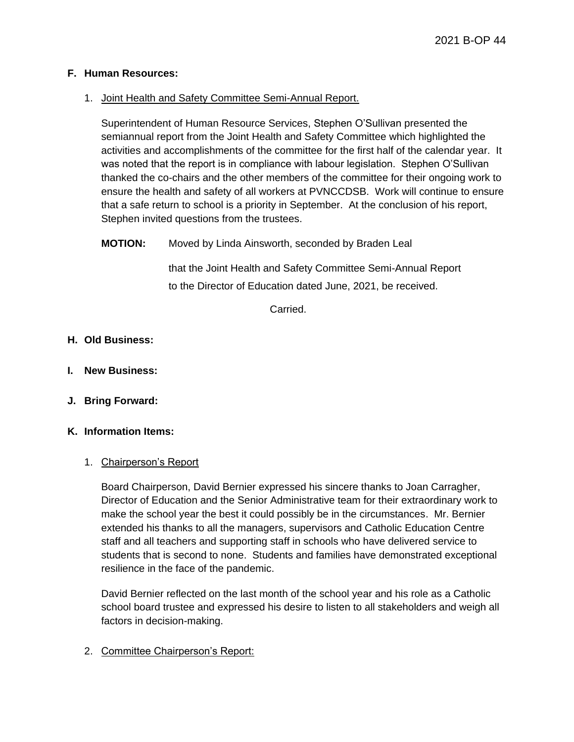## F. Human Resources:

1. Joint Health and Safety Committee Semi-Annual Report.

   Superintendent of Human Resource Services, Stephen O'Sullivan presented the semiannual report from the Joint Health and Safety Committee which highlighted the activities and accomplishments of the committee for the first half of the calendar year. It was noted that the report is in compliance with labour legislation. Stephen O'Sullivan thanked the co-chairs and the other members of the committee for their ongoing work to ensure the health and safety of all workers at PVNCCDSB. Work will continue to ensure that a safe return to school is a priority in September. At the conclusion of his report, Stephen invited questions from the trustees.

   **MOTION:** Moved by Linda Ainsworth, seconded by Braden Leal

   that the Joint Health and Safety Committee Semi-Annual Report to the Director of Education dated June, 2021, be received.

   Carried.

## H. Old Business:

## I. New Business:

## J. Bring Forward:

## K. Information Items:

1. Chairperson's Report

   Board Chairperson, David Bernier expressed his sincere thanks to Joan Carragher, Director of Education and the Senior Administrative team for their extraordinary work to make the school year the best it could possibly be in the circumstances. Mr. Bernier extended his thanks to all the managers, supervisors and Catholic Education Centre staff and all teachers and supporting staff in schools who have delivered service to students that is second to none. Students and families have demonstrated exceptional resilience in the face of the pandemic.

   David Bernier reflected on the last month of the school year and his role as a Catholic school board trustee and expressed his desire to listen to all stakeholders and weigh all factors in decision-making.

2. Committee Chairperson's Report: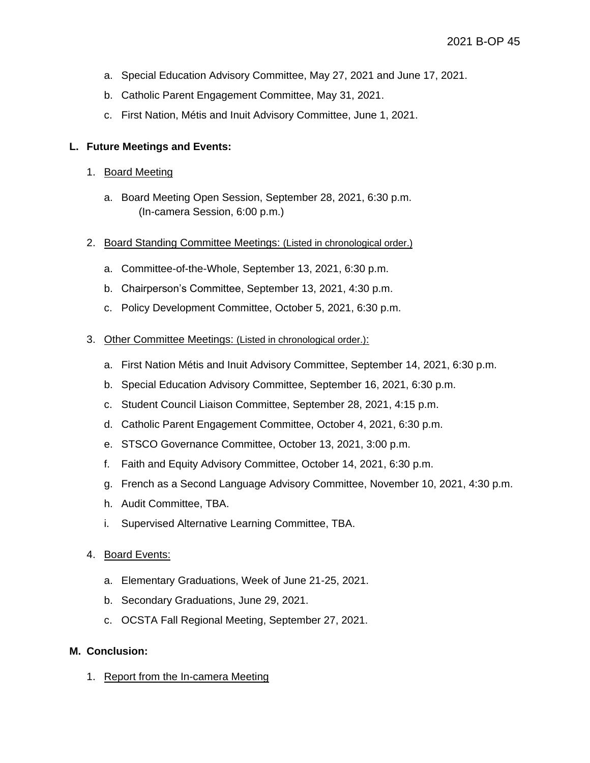a. Special Education Advisory Committee, May 27, 2021 and June 17, 2021.

b. Catholic Parent Engagement Committee, May 31, 2021.

c. First Nation, Métis and Inuit Advisory Committee, June 1, 2021.

**L. Future Meetings and Events:**

1. Board Meeting

   a. Board Meeting Open Session, September 28, 2021, 6:30 p.m.
   (In-camera Session, 6:00 p.m.)

2. Board Standing Committee Meetings: (Listed in chronological order.)

   a. Committee-of-the-Whole, September 13, 2021, 6:30 p.m.

   b. Chairperson's Committee, September 13, 2021, 4:30 p.m.

   c. Policy Development Committee, October 5, 2021, 6:30 p.m.

3. Other Committee Meetings: (Listed in chronological order.):

   a. First Nation Métis and Inuit Advisory Committee, September 14, 2021, 6:30 p.m.

   b. Special Education Advisory Committee, September 16, 2021, 6:30 p.m.

   c. Student Council Liaison Committee, September 28, 2021, 4:15 p.m.

   d. Catholic Parent Engagement Committee, October 4, 2021, 6:30 p.m.

   e. STSCO Governance Committee, October 13, 2021, 3:00 p.m.

   f. Faith and Equity Advisory Committee, October 14, 2021, 6:30 p.m.

   g. French as a Second Language Advisory Committee, November 10, 2021, 4:30 p.m.

   h. Audit Committee, TBA.

   i. Supervised Alternative Learning Committee, TBA.

4. Board Events:

   a. Elementary Graduations, Week of June 21-25, 2021.

   b. Secondary Graduations, June 29, 2021.

   c. OCSTA Fall Regional Meeting, September 27, 2021.

**M. Conclusion:**

1. Report from the In-camera Meeting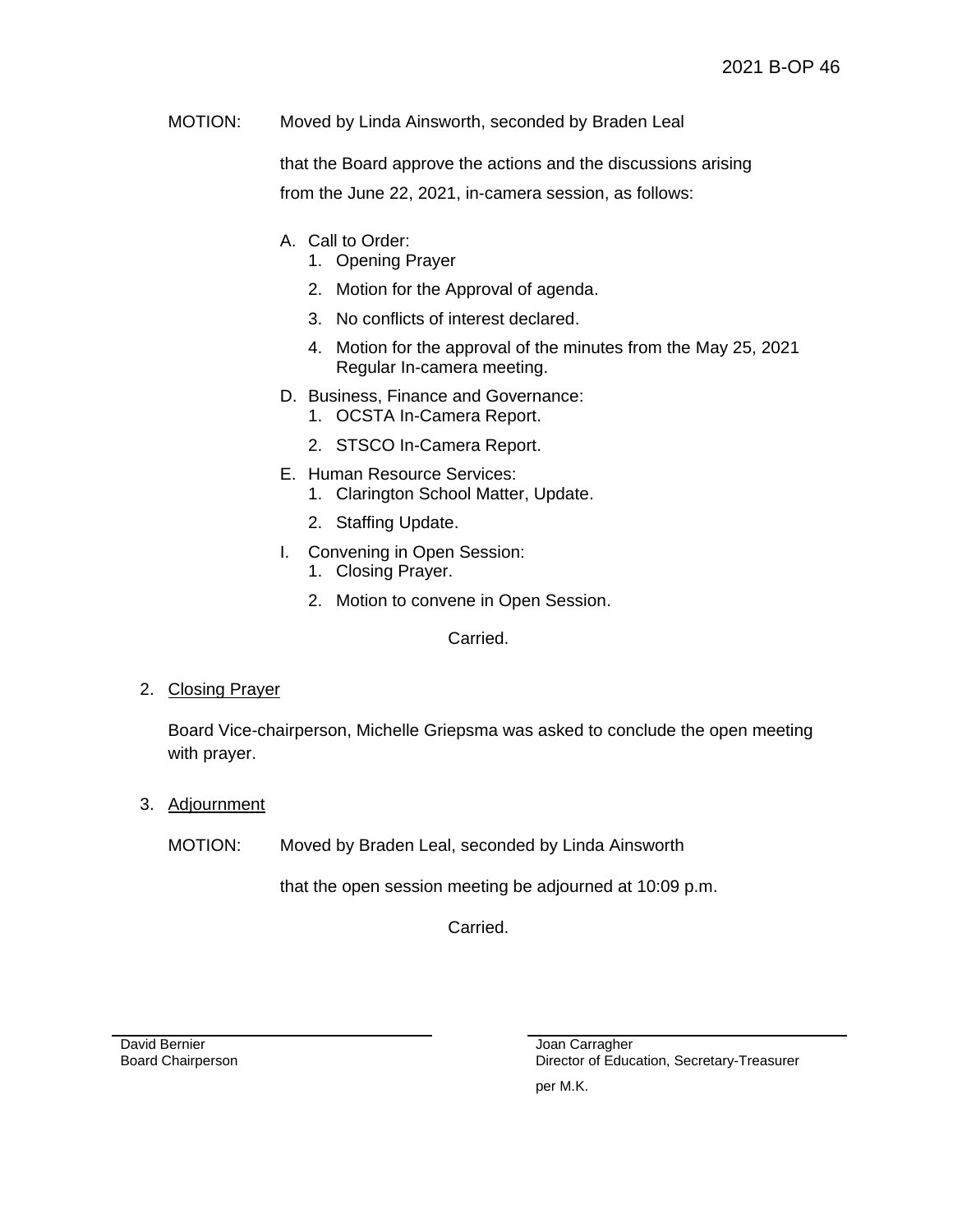MOTION: Moved by Linda Ainsworth, seconded by Braden Leal

that the Board approve the actions and the discussions arising from the June 22, 2021, in-camera session, as follows:

A. Call to Order:
   1. Opening Prayer
   2. Motion for the Approval of agenda.
   3. No conflicts of interest declared.
   4. Motion for the approval of the minutes from the May 25, 2021 Regular In-camera meeting.

D. Business, Finance and Governance:
   1. OCSTA In-Camera Report.
   2. STSCO In-Camera Report.

E. Human Resource Services:
   1. Clarington School Matter, Update.
   2. Staffing Update.

I. Convening in Open Session:
   1. Closing Prayer.
   2. Motion to convene in Open Session.

Carried.

2. Closing Prayer

Board Vice-chairperson, Michelle Griepsma was asked to conclude the open meeting with prayer.

3. Adjournment

MOTION: Moved by Braden Leal, seconded by Linda Ainsworth

that the open session meeting be adjourned at 10:09 p.m.

Carried.

David Bernier
Board Chairperson

Joan Carragher
Director of Education, Secretary-Treasurer

per M.K.